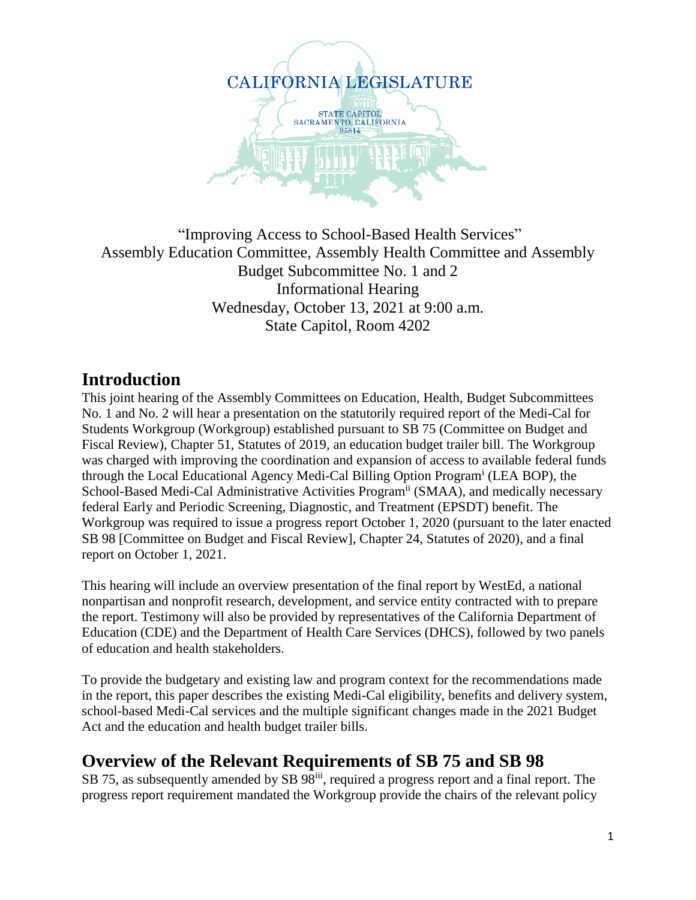CALIFORNIA LEGISLATURE

STATE CAPITOL
SACRAMENTO, CALIFORNIA
95814

"Improving Access to School-Based Health Services"
Assembly Education Committee, Assembly Health Committee and Assembly Budget Subcommittee No. 1 and 2
Informational Hearing
Wednesday, October 13, 2021 at 9:00 a.m.
State Capitol, Room 4202

## Introduction

This joint hearing of the Assembly Committees on Education, Health, Budget Subcommittees No. 1 and No. 2 will hear a presentation on the statutorily required report of the Medi-Cal for Students Workgroup (Workgroup) established pursuant to SB 75 (Committee on Budget and Fiscal Review), Chapter 51, Statutes of 2019, an education budget trailer bill. The Workgroup was charged with improving the coordination and expansion of access to available federal funds through the Local Educational Agency Medi-Cal Billing Option Program[i] (LEA BOP), the School-Based Medi-Cal Administrative Activities Program[ii] (SMAA), and medically necessary federal Early and Periodic Screening, Diagnostic, and Treatment (EPSDT) benefit. The Workgroup was required to issue a progress report October 1, 2020 (pursuant to the later enacted SB 98 [Committee on Budget and Fiscal Review], Chapter 24, Statutes of 2020), and a final report on October 1, 2021.

This hearing will include an overview presentation of the final report by WestEd, a national nonpartisan and nonprofit research, development, and service entity contracted with to prepare the report. Testimony will also be provided by representatives of the California Department of Education (CDE) and the Department of Health Care Services (DHCS), followed by two panels of education and health stakeholders.

To provide the budgetary and existing law and program context for the recommendations made in the report, this paper describes the existing Medi-Cal eligibility, benefits and delivery system, school-based Medi-Cal services and the multiple significant changes made in the 2021 Budget Act and the education and health budget trailer bills.

## Overview of the Relevant Requirements of SB 75 and SB 98

SB 75, as subsequently amended by SB 98[iii], required a progress report and a final report. The progress report requirement mandated the Workgroup provide the chairs of the relevant policy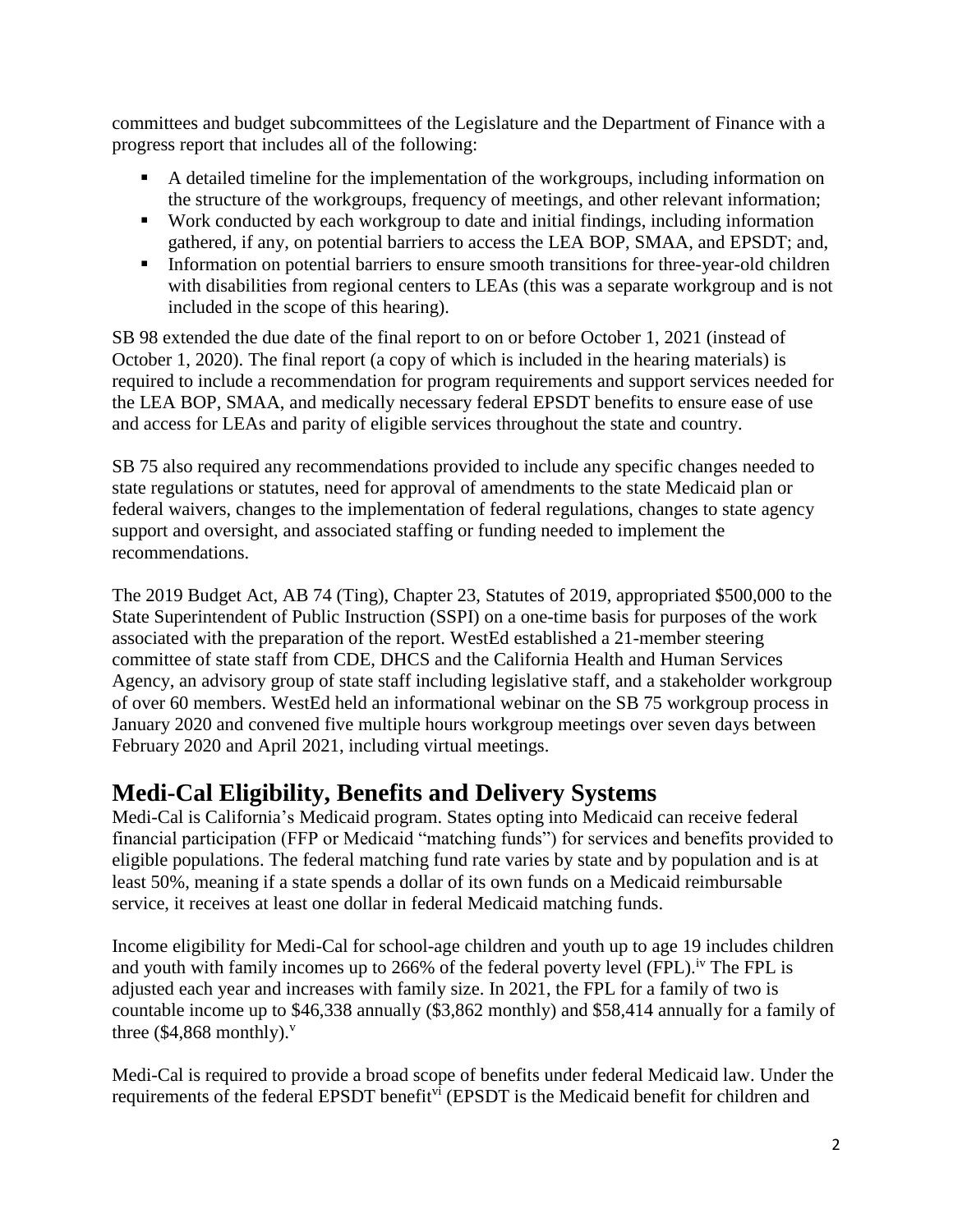committees and budget subcommittees of the Legislature and the Department of Finance with a progress report that includes all of the following:

- A detailed timeline for the implementation of the workgroups, including information on the structure of the workgroups, frequency of meetings, and other relevant information;
- Work conducted by each workgroup to date and initial findings, including information gathered, if any, on potential barriers to access the LEA BOP, SMAA, and EPSDT; and,
- Information on potential barriers to ensure smooth transitions for three-year-old children with disabilities from regional centers to LEAs (this was a separate workgroup and is not included in the scope of this hearing).

SB 98 extended the due date of the final report to on or before October 1, 2021 (instead of October 1, 2020). The final report (a copy of which is included in the hearing materials) is required to include a recommendation for program requirements and support services needed for the LEA BOP, SMAA, and medically necessary federal EPSDT benefits to ensure ease of use and access for LEAs and parity of eligible services throughout the state and country.

SB 75 also required any recommendations provided to include any specific changes needed to state regulations or statutes, need for approval of amendments to the state Medicaid plan or federal waivers, changes to the implementation of federal regulations, changes to state agency support and oversight, and associated staffing or funding needed to implement the recommendations.

The 2019 Budget Act, AB 74 (Ting), Chapter 23, Statutes of 2019, appropriated $500,000 to the State Superintendent of Public Instruction (SSPI) on a one-time basis for purposes of the work associated with the preparation of the report. WestEd established a 21-member steering committee of state staff from CDE, DHCS and the California Health and Human Services Agency, an advisory group of state staff including legislative staff, and a stakeholder workgroup of over 60 members. WestEd held an informational webinar on the SB 75 workgroup process in January 2020 and convened five multiple hours workgroup meetings over seven days between February 2020 and April 2021, including virtual meetings.

## Medi-Cal Eligibility, Benefits and Delivery Systems

Medi-Cal is California's Medicaid program. States opting into Medicaid can receive federal financial participation (FFP or Medicaid "matching funds") for services and benefits provided to eligible populations. The federal matching fund rate varies by state and by population and is at least 50%, meaning if a state spends a dollar of its own funds on a Medicaid reimbursable service, it receives at least one dollar in federal Medicaid matching funds.

Income eligibility for Medi-Cal for school-age children and youth up to age 19 includes children and youth with family incomes up to 266% of the federal poverty level (FPL).[iv] The FPL is adjusted each year and increases with family size. In 2021, the FPL for a family of two is countable income up to $46,338 annually ($3,862 monthly) and $58,414 annually for a family of three ($4,868 monthly).[v]

Medi-Cal is required to provide a broad scope of benefits under federal Medicaid law. Under the requirements of the federal EPSDT benefit[vi] (EPSDT is the Medicaid benefit for children and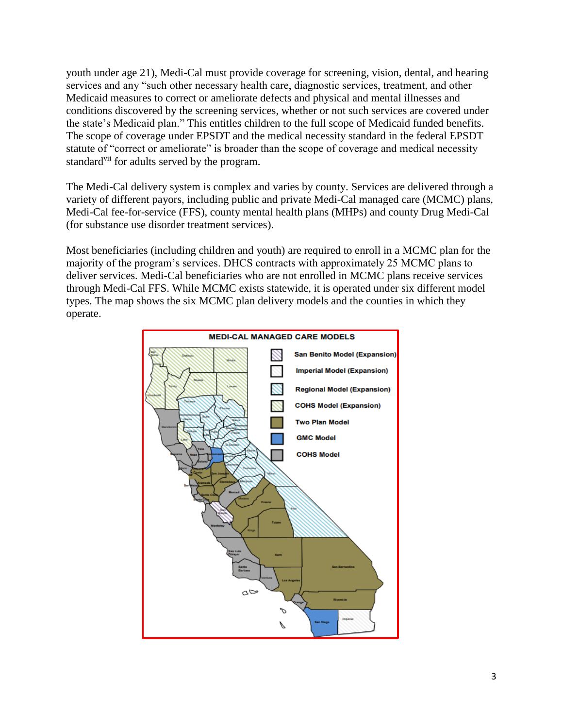youth under age 21), Medi-Cal must provide coverage for screening, vision, dental, and hearing services and any "such other necessary health care, diagnostic services, treatment, and other Medicaid measures to correct or ameliorate defects and physical and mental illnesses and conditions discovered by the screening services, whether or not such services are covered under the state's Medicaid plan." This entitles children to the full scope of Medicaid funded benefits. The scope of coverage under EPSDT and the medical necessity standard in the federal EPSDT statute of "correct or ameliorate" is broader than the scope of coverage and medical necessity standard[vii] for adults served by the program.

The Medi-Cal delivery system is complex and varies by county. Services are delivered through a variety of different payors, including public and private Medi-Cal managed care (MCMC) plans, Medi-Cal fee-for-service (FFS), county mental health plans (MHPs) and county Drug Medi-Cal (for substance use disorder treatment services).

Most beneficiaries (including children and youth) are required to enroll in a MCMC plan for the majority of the program's services. DHCS contracts with approximately 25 MCMC plans to deliver services. Medi-Cal beneficiaries who are not enrolled in MCMC plans receive services through Medi-Cal FFS. While MCMC exists statewide, it is operated under six different model types. The map shows the six MCMC plan delivery models and the counties in which they operate.

**MEDI-CAL MANAGED CARE MODELS**

- San Benito Model (Expansion)
- Imperial Model (Expansion)
- Regional Model (Expansion)
- COHS Model (Expansion)
- Two Plan Model
- GMC Model
- COHS Model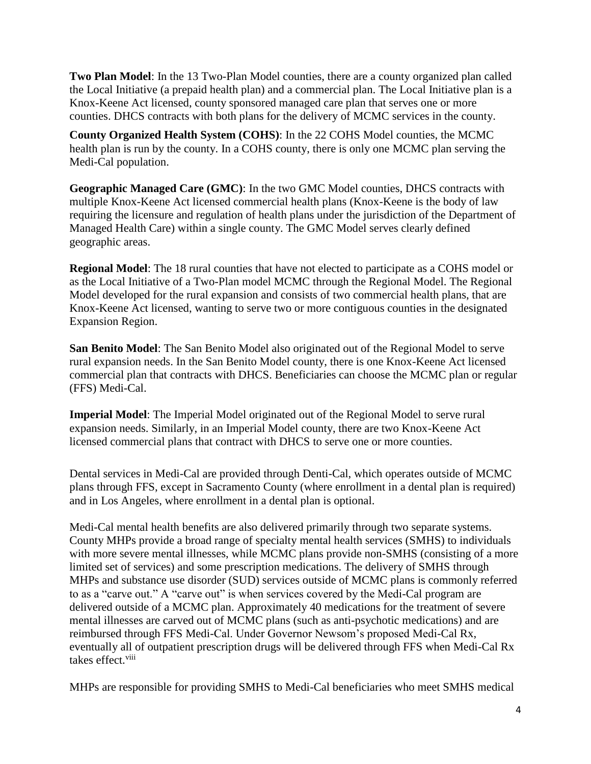**Two Plan Model**: In the 13 Two-Plan Model counties, there are a county organized plan called the Local Initiative (a prepaid health plan) and a commercial plan. The Local Initiative plan is a Knox-Keene Act licensed, county sponsored managed care plan that serves one or more counties. DHCS contracts with both plans for the delivery of MCMC services in the county.

**County Organized Health System (COHS)**: In the 22 COHS Model counties, the MCMC health plan is run by the county. In a COHS county, there is only one MCMC plan serving the Medi-Cal population.

**Geographic Managed Care (GMC)**: In the two GMC Model counties, DHCS contracts with multiple Knox-Keene Act licensed commercial health plans (Knox-Keene is the body of law requiring the licensure and regulation of health plans under the jurisdiction of the Department of Managed Health Care) within a single county. The GMC Model serves clearly defined geographic areas.

**Regional Model**: The 18 rural counties that have not elected to participate as a COHS model or as the Local Initiative of a Two-Plan model MCMC through the Regional Model. The Regional Model developed for the rural expansion and consists of two commercial health plans, that are Knox-Keene Act licensed, wanting to serve two or more contiguous counties in the designated Expansion Region.

**San Benito Model**: The San Benito Model also originated out of the Regional Model to serve rural expansion needs. In the San Benito Model county, there is one Knox-Keene Act licensed commercial plan that contracts with DHCS. Beneficiaries can choose the MCMC plan or regular (FFS) Medi-Cal.

**Imperial Model**: The Imperial Model originated out of the Regional Model to serve rural expansion needs. Similarly, in an Imperial Model county, there are two Knox-Keene Act licensed commercial plans that contract with DHCS to serve one or more counties.

Dental services in Medi-Cal are provided through Denti-Cal, which operates outside of MCMC plans through FFS, except in Sacramento County (where enrollment in a dental plan is required) and in Los Angeles, where enrollment in a dental plan is optional.

Medi-Cal mental health benefits are also delivered primarily through two separate systems. County MHPs provide a broad range of specialty mental health services (SMHS) to individuals with more severe mental illnesses, while MCMC plans provide non-SMHS (consisting of a more limited set of services) and some prescription medications. The delivery of SMHS through MHPs and substance use disorder (SUD) services outside of MCMC plans is commonly referred to as a "carve out." A "carve out" is when services covered by the Medi-Cal program are delivered outside of a MCMC plan. Approximately 40 medications for the treatment of severe mental illnesses are carved out of MCMC plans (such as anti-psychotic medications) and are reimbursed through FFS Medi-Cal. Under Governor Newsom's proposed Medi-Cal Rx, eventually all of outpatient prescription drugs will be delivered through FFS when Medi-Cal Rx takes effect.[viii]

MHPs are responsible for providing SMHS to Medi-Cal beneficiaries who meet SMHS medical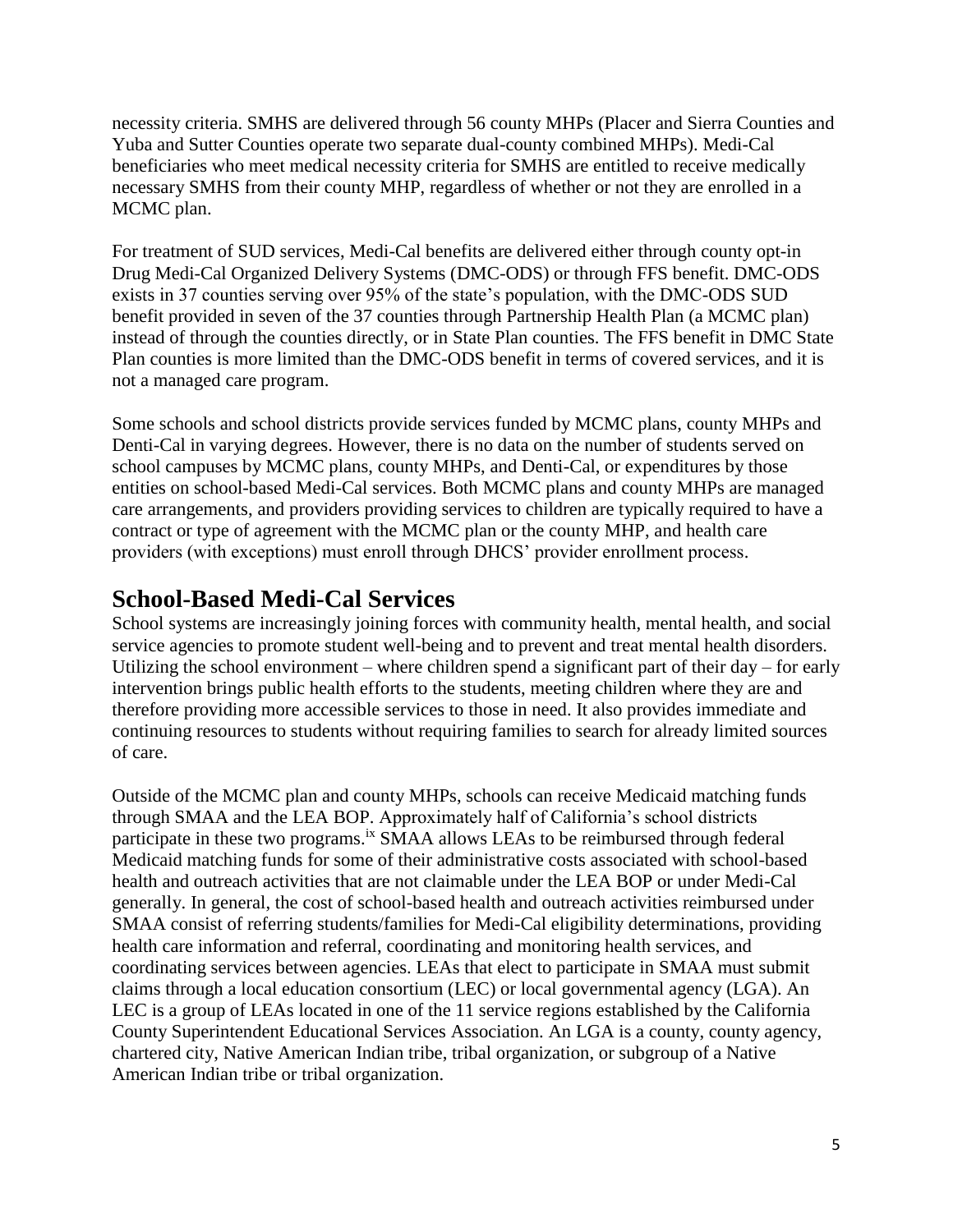necessity criteria. SMHS are delivered through 56 county MHPs (Placer and Sierra Counties and Yuba and Sutter Counties operate two separate dual-county combined MHPs). Medi-Cal beneficiaries who meet medical necessity criteria for SMHS are entitled to receive medically necessary SMHS from their county MHP, regardless of whether or not they are enrolled in a MCMC plan.

For treatment of SUD services, Medi-Cal benefits are delivered either through county opt-in Drug Medi-Cal Organized Delivery Systems (DMC-ODS) or through FFS benefit. DMC-ODS exists in 37 counties serving over 95% of the state's population, with the DMC-ODS SUD benefit provided in seven of the 37 counties through Partnership Health Plan (a MCMC plan) instead of through the counties directly, or in State Plan counties. The FFS benefit in DMC State Plan counties is more limited than the DMC-ODS benefit in terms of covered services, and it is not a managed care program.

Some schools and school districts provide services funded by MCMC plans, county MHPs and Denti-Cal in varying degrees. However, there is no data on the number of students served on school campuses by MCMC plans, county MHPs, and Denti-Cal, or expenditures by those entities on school-based Medi-Cal services. Both MCMC plans and county MHPs are managed care arrangements, and providers providing services to children are typically required to have a contract or type of agreement with the MCMC plan or the county MHP, and health care providers (with exceptions) must enroll through DHCS' provider enrollment process.

## School-Based Medi-Cal Services

School systems are increasingly joining forces with community health, mental health, and social service agencies to promote student well-being and to prevent and treat mental health disorders. Utilizing the school environment – where children spend a significant part of their day – for early intervention brings public health efforts to the students, meeting children where they are and therefore providing more accessible services to those in need. It also provides immediate and continuing resources to students without requiring families to search for already limited sources of care.

Outside of the MCMC plan and county MHPs, schools can receive Medicaid matching funds through SMAA and the LEA BOP. Approximately half of California's school districts participate in these two programs.[ix] SMAA allows LEAs to be reimbursed through federal Medicaid matching funds for some of their administrative costs associated with school-based health and outreach activities that are not claimable under the LEA BOP or under Medi-Cal generally. In general, the cost of school-based health and outreach activities reimbursed under SMAA consist of referring students/families for Medi-Cal eligibility determinations, providing health care information and referral, coordinating and monitoring health services, and coordinating services between agencies. LEAs that elect to participate in SMAA must submit claims through a local education consortium (LEC) or local governmental agency (LGA). An LEC is a group of LEAs located in one of the 11 service regions established by the California County Superintendent Educational Services Association. An LGA is a county, county agency, chartered city, Native American Indian tribe, tribal organization, or subgroup of a Native American Indian tribe or tribal organization.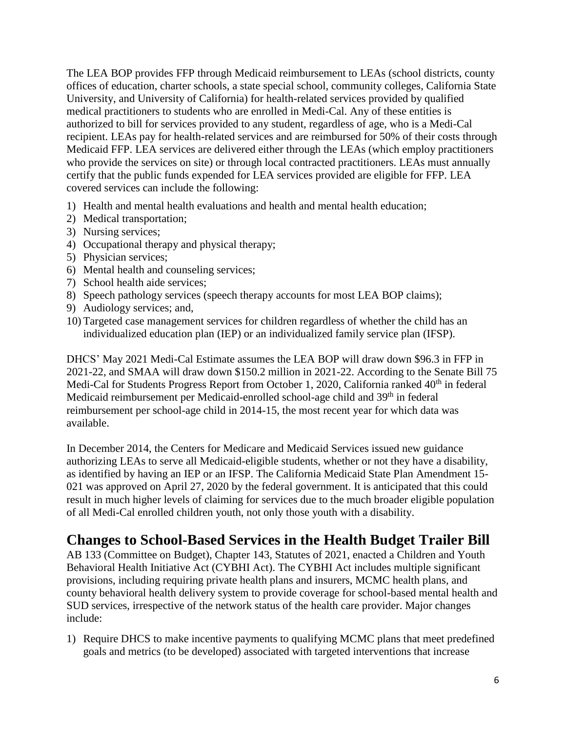The LEA BOP provides FFP through Medicaid reimbursement to LEAs (school districts, county offices of education, charter schools, a state special school, community colleges, California State University, and University of California) for health-related services provided by qualified medical practitioners to students who are enrolled in Medi-Cal. Any of these entities is authorized to bill for services provided to any student, regardless of age, who is a Medi-Cal recipient. LEAs pay for health-related services and are reimbursed for 50% of their costs through Medicaid FFP. LEA services are delivered either through the LEAs (which employ practitioners who provide the services on site) or through local contracted practitioners. LEAs must annually certify that the public funds expended for LEA services provided are eligible for FFP. LEA covered services can include the following:

1) Health and mental health evaluations and health and mental health education;
2) Medical transportation;
3) Nursing services;
4) Occupational therapy and physical therapy;
5) Physician services;
6) Mental health and counseling services;
7) School health aide services;
8) Speech pathology services (speech therapy accounts for most LEA BOP claims);
9) Audiology services; and,
10) Targeted case management services for children regardless of whether the child has an individualized education plan (IEP) or an individualized family service plan (IFSP).

DHCS' May 2021 Medi-Cal Estimate assumes the LEA BOP will draw down $96.3 in FFP in 2021-22, and SMAA will draw down $150.2 million in 2021-22. According to the Senate Bill 75 Medi-Cal for Students Progress Report from October 1, 2020, California ranked 40th in federal Medicaid reimbursement per Medicaid-enrolled school-age child and 39th in federal reimbursement per school-age child in 2014-15, the most recent year for which data was available.

In December 2014, the Centers for Medicare and Medicaid Services issued new guidance authorizing LEAs to serve all Medicaid-eligible students, whether or not they have a disability, as identified by having an IEP or an IFSP. The California Medicaid State Plan Amendment 15-021 was approved on April 27, 2020 by the federal government. It is anticipated that this could result in much higher levels of claiming for services due to the much broader eligible population of all Medi-Cal enrolled children youth, not only those youth with a disability.

## Changes to School-Based Services in the Health Budget Trailer Bill

AB 133 (Committee on Budget), Chapter 143, Statutes of 2021, enacted a Children and Youth Behavioral Health Initiative Act (CYBHI Act). The CYBHI Act includes multiple significant provisions, including requiring private health plans and insurers, MCMC health plans, and county behavioral health delivery system to provide coverage for school-based mental health and SUD services, irrespective of the network status of the health care provider. Major changes include:

1) Require DHCS to make incentive payments to qualifying MCMC plans that meet predefined goals and metrics (to be developed) associated with targeted interventions that increase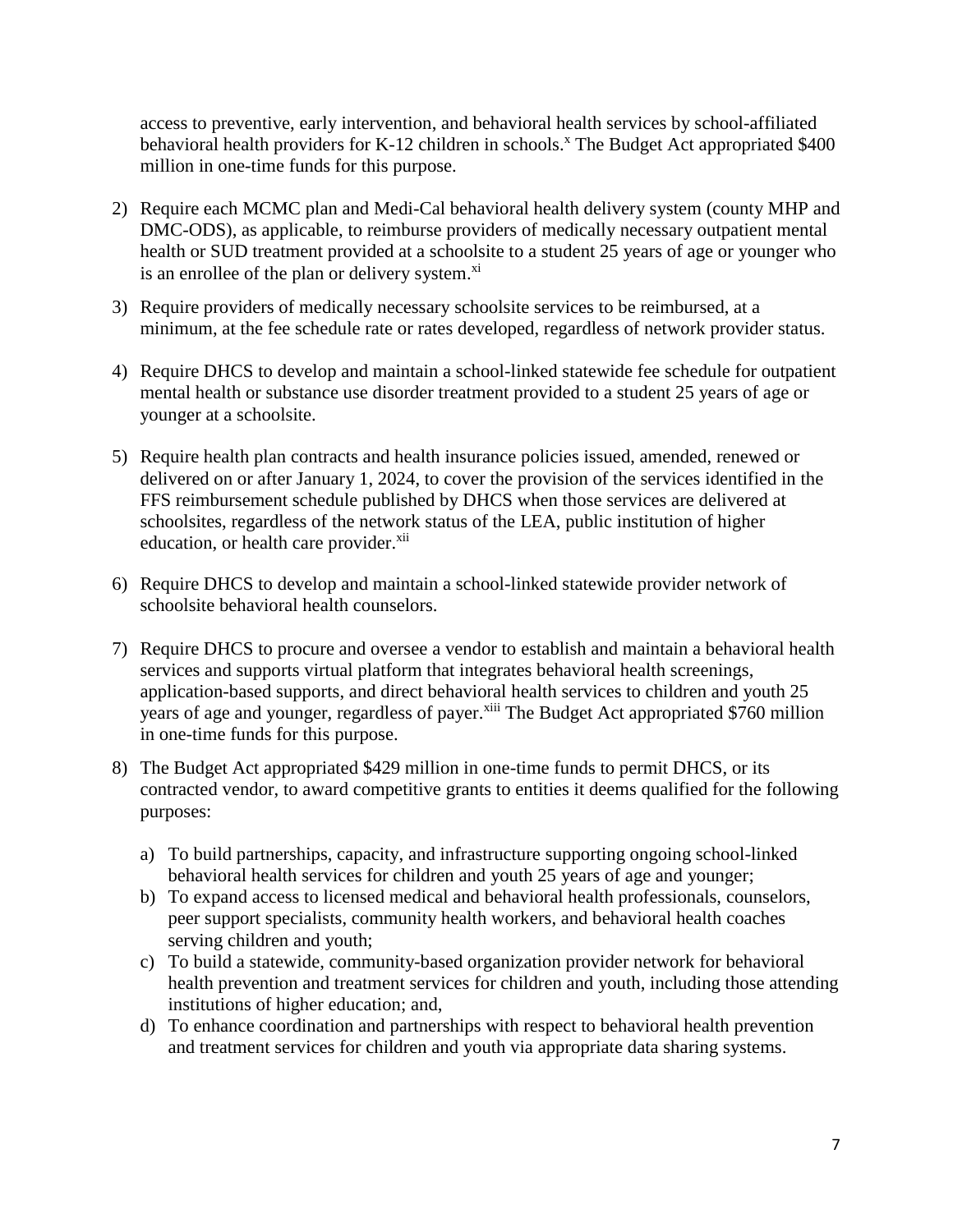access to preventive, early intervention, and behavioral health services by school-affiliated behavioral health providers for K-12 children in schools.[x] The Budget Act appropriated $400 million in one-time funds for this purpose.

2) Require each MCMC plan and Medi-Cal behavioral health delivery system (county MHP and DMC-ODS), as applicable, to reimburse providers of medically necessary outpatient mental health or SUD treatment provided at a schoolsite to a student 25 years of age or younger who is an enrollee of the plan or delivery system.[xi]

3) Require providers of medically necessary schoolsite services to be reimbursed, at a minimum, at the fee schedule rate or rates developed, regardless of network provider status.

4) Require DHCS to develop and maintain a school-linked statewide fee schedule for outpatient mental health or substance use disorder treatment provided to a student 25 years of age or younger at a schoolsite.

5) Require health plan contracts and health insurance policies issued, amended, renewed or delivered on or after January 1, 2024, to cover the provision of the services identified in the FFS reimbursement schedule published by DHCS when those services are delivered at schoolsites, regardless of the network status of the LEA, public institution of higher education, or health care provider.[xii]

6) Require DHCS to develop and maintain a school-linked statewide provider network of schoolsite behavioral health counselors.

7) Require DHCS to procure and oversee a vendor to establish and maintain a behavioral health services and supports virtual platform that integrates behavioral health screenings, application-based supports, and direct behavioral health services to children and youth 25 years of age and younger, regardless of payer.[xiii] The Budget Act appropriated $760 million in one-time funds for this purpose.

8) The Budget Act appropriated $429 million in one-time funds to permit DHCS, or its contracted vendor, to award competitive grants to entities it deems qualified for the following purposes:

   a) To build partnerships, capacity, and infrastructure supporting ongoing school-linked behavioral health services for children and youth 25 years of age and younger;
   b) To expand access to licensed medical and behavioral health professionals, counselors, peer support specialists, community health workers, and behavioral health coaches serving children and youth;
   c) To build a statewide, community-based organization provider network for behavioral health prevention and treatment services for children and youth, including those attending institutions of higher education; and,
   d) To enhance coordination and partnerships with respect to behavioral health prevention and treatment services for children and youth via appropriate data sharing systems.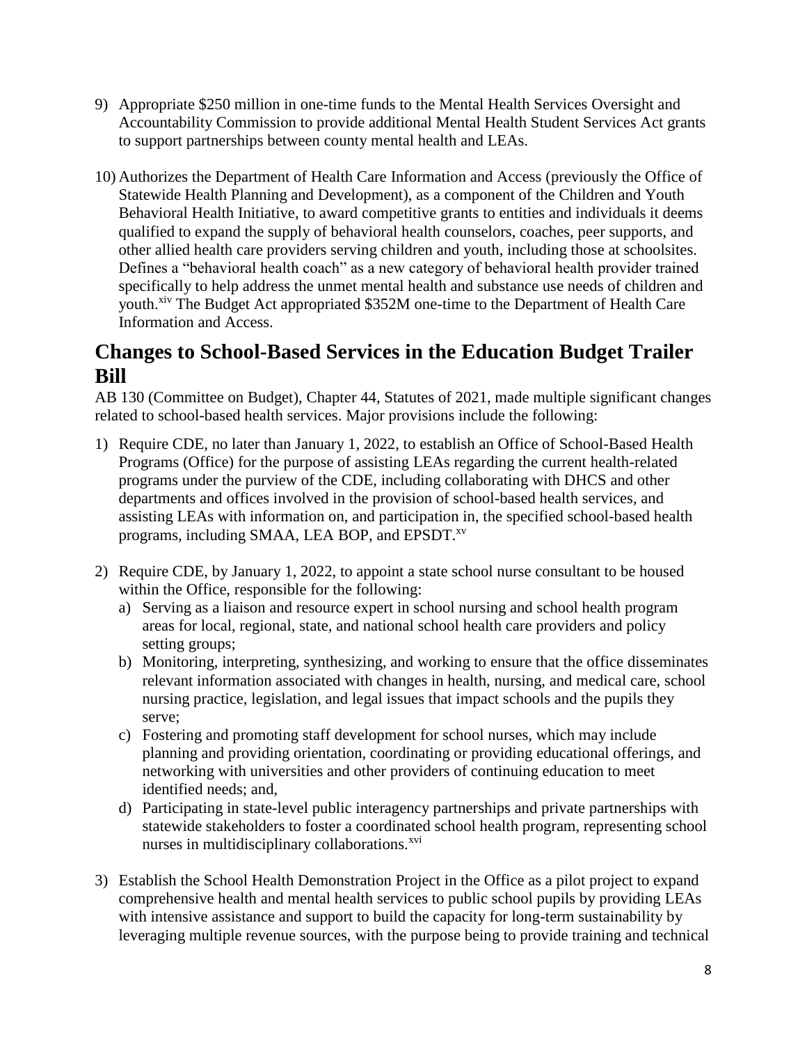9) Appropriate $250 million in one-time funds to the Mental Health Services Oversight and Accountability Commission to provide additional Mental Health Student Services Act grants to support partnerships between county mental health and LEAs.

10) Authorizes the Department of Health Care Information and Access (previously the Office of Statewide Health Planning and Development), as a component of the Children and Youth Behavioral Health Initiative, to award competitive grants to entities and individuals it deems qualified to expand the supply of behavioral health counselors, coaches, peer supports, and other allied health care providers serving children and youth, including those at schoolsites. Defines a "behavioral health coach" as a new category of behavioral health provider trained specifically to help address the unmet mental health and substance use needs of children and youth.[xiv] The Budget Act appropriated $352M one-time to the Department of Health Care Information and Access.

## Changes to School-Based Services in the Education Budget Trailer Bill

AB 130 (Committee on Budget), Chapter 44, Statutes of 2021, made multiple significant changes related to school-based health services. Major provisions include the following:

1) Require CDE, no later than January 1, 2022, to establish an Office of School-Based Health Programs (Office) for the purpose of assisting LEAs regarding the current health-related programs under the purview of the CDE, including collaborating with DHCS and other departments and offices involved in the provision of school-based health services, and assisting LEAs with information on, and participation in, the specified school-based health programs, including SMAA, LEA BOP, and EPSDT.[xv]

2) Require CDE, by January 1, 2022, to appoint a state school nurse consultant to be housed within the Office, responsible for the following:
   a) Serving as a liaison and resource expert in school nursing and school health program areas for local, regional, state, and national school health care providers and policy setting groups;
   b) Monitoring, interpreting, synthesizing, and working to ensure that the office disseminates relevant information associated with changes in health, nursing, and medical care, school nursing practice, legislation, and legal issues that impact schools and the pupils they serve;
   c) Fostering and promoting staff development for school nurses, which may include planning and providing orientation, coordinating or providing educational offerings, and networking with universities and other providers of continuing education to meet identified needs; and,
   d) Participating in state-level public interagency partnerships and private partnerships with statewide stakeholders to foster a coordinated school health program, representing school nurses in multidisciplinary collaborations.[xvi]

3) Establish the School Health Demonstration Project in the Office as a pilot project to expand comprehensive health and mental health services to public school pupils by providing LEAs with intensive assistance and support to build the capacity for long-term sustainability by leveraging multiple revenue sources, with the purpose being to provide training and technical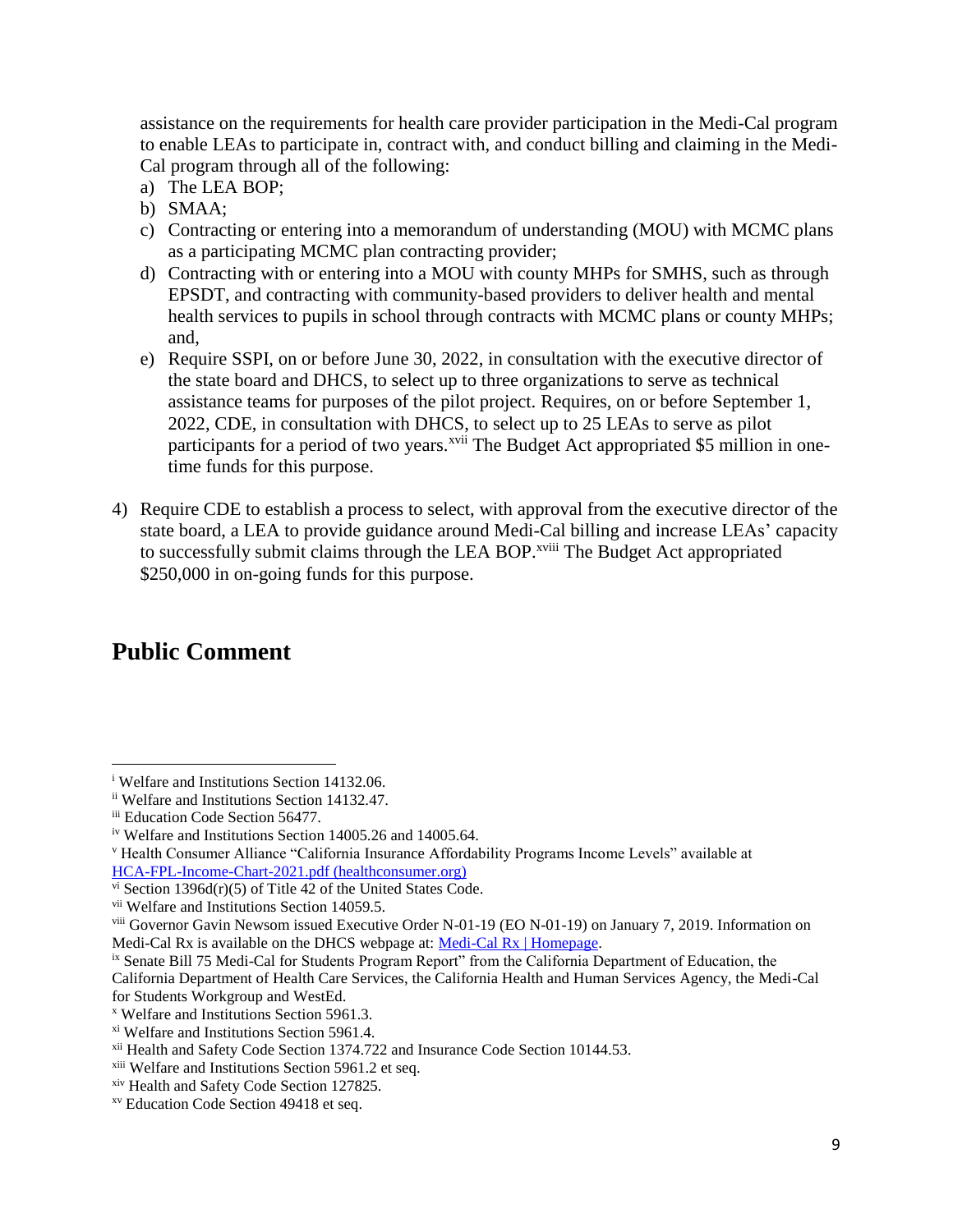assistance on the requirements for health care provider participation in the Medi-Cal program to enable LEAs to participate in, contract with, and conduct billing and claiming in the Medi-Cal program through all of the following:

a) The LEA BOP;
b) SMAA;
c) Contracting or entering into a memorandum of understanding (MOU) with MCMC plans as a participating MCMC plan contracting provider;
d) Contracting with or entering into a MOU with county MHPs for SMHS, such as through EPSDT, and contracting with community-based providers to deliver health and mental health services to pupils in school through contracts with MCMC plans or county MHPs; and,
e) Require SSPI, on or before June 30, 2022, in consultation with the executive director of the state board and DHCS, to select up to three organizations to serve as technical assistance teams for purposes of the pilot project. Requires, on or before September 1, 2022, CDE, in consultation with DHCS, to select up to 25 LEAs to serve as pilot participants for a period of two years.[xvii] The Budget Act appropriated $5 million in one-time funds for this purpose.

4) Require CDE to establish a process to select, with approval from the executive director of the state board, a LEA to provide guidance around Medi-Cal billing and increase LEAs' capacity to successfully submit claims through the LEA BOP.[xviii] The Budget Act appropriated $250,000 in on-going funds for this purpose.

## Public Comment

---

[i] Welfare and Institutions Section 14132.06.
[ii] Welfare and Institutions Section 14132.47.
[iii] Education Code Section 56477.
[iv] Welfare and Institutions Section 14005.26 and 14005.64.
[v] Health Consumer Alliance "California Insurance Affordability Programs Income Levels" available at [HCA-FPL-Income-Chart-2021.pdf (healthconsumer.org)](HCA-FPL-Income-Chart-2021.pdf)
[vi] Section 1396d(r)(5) of Title 42 of the United States Code.
[vii] Welfare and Institutions Section 14059.5.
[viii] Governor Gavin Newsom issued Executive Order N-01-19 (EO N-01-19) on January 7, 2019. Information on Medi-Cal Rx is available on the DHCS webpage at: Medi-Cal Rx | Homepage.
[ix] Senate Bill 75 Medi-Cal for Students Program Report" from the California Department of Education, the California Department of Health Care Services, the California Health and Human Services Agency, the Medi-Cal for Students Workgroup and WestEd.
[x] Welfare and Institutions Section 5961.3.
[xi] Welfare and Institutions Section 5961.4.
[xii] Health and Safety Code Section 1374.722 and Insurance Code Section 10144.53.
[xiii] Welfare and Institutions Section 5961.2 et seq.
[xiv] Health and Safety Code Section 127825.
[xv] Education Code Section 49418 et seq.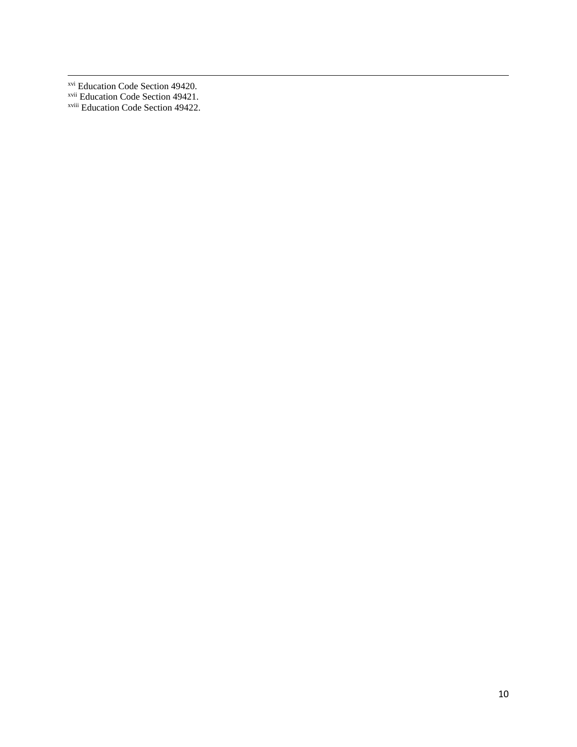[xvi] Education Code Section 49420.
[xvii] Education Code Section 49421.
[xviii] Education Code Section 49422.